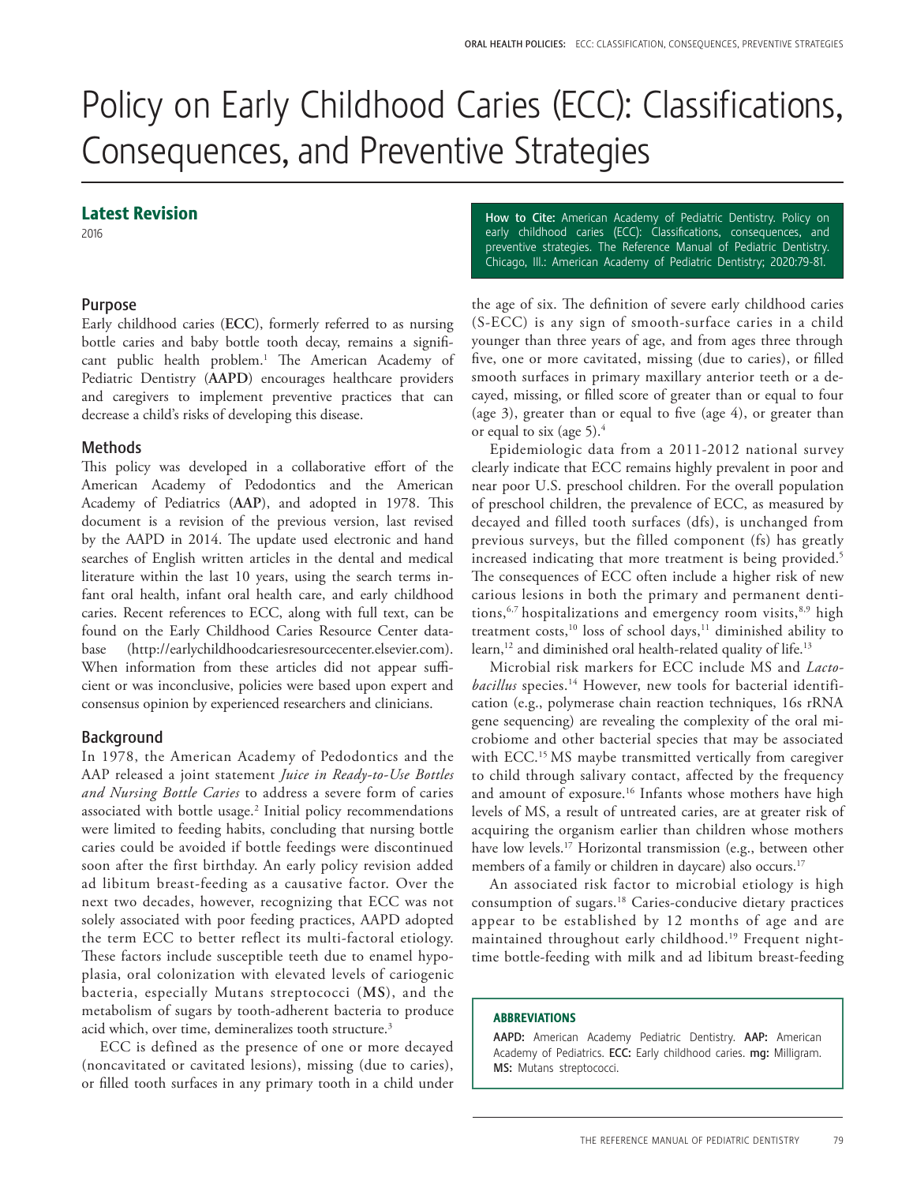# Policy on Early Childhood Caries (ECC): Classifications, Consequences, and Preventive Strategies

## Latest Revision

2016

**How to Cite:** American Academy of Pediatric Dentistry. Policy on early childhood caries (ECC): Classifications, consequences, and preventive strategies. The Reference Manual of Pediatric Dentistry. Chicago, Ill.: American Academy of Pediatric Dentistry; 2020:79-81.

### Purpose

Early childhood caries (**ECC**), formerly referred to as nursing bottle caries and baby bottle tooth decay, remains a significant public health problem.[1] The American Academy of Pediatric Dentistry (**AAPD**) encourages healthcare providers and caregivers to implement preventive practices that can decrease a child's risks of developing this disease.

### Methods

This policy was developed in a collaborative effort of the American Academy of Pedodontics and the American Academy of Pediatrics (**AAP**), and adopted in 1978. This document is a revision of the previous version, last revised by the AAPD in 2014. The update used electronic and hand searches of English written articles in the dental and medical literature within the last 10 years, using the search terms infant oral health, infant oral health care, and early childhood caries. Recent references to ECC, along with full text, can be found on the Early Childhood Caries Resource Center database (http://earlychildhoodcariesresourcecenter.elsevier.com). When information from these articles did not appear sufficient or was inconclusive, policies were based upon expert and consensus opinion by experienced researchers and clinicians.

### Background

In 1978, the American Academy of Pedodontics and the AAP released a joint statement *Juice in Ready-to-Use Bottles and Nursing Bottle Caries* to address a severe form of caries associated with bottle usage.[2] Initial policy recommendations were limited to feeding habits, concluding that nursing bottle caries could be avoided if bottle feedings were discontinued soon after the first birthday. An early policy revision added ad libitum breast-feeding as a causative factor. Over the next two decades, however, recognizing that ECC was not solely associated with poor feeding practices, AAPD adopted the term ECC to better reflect its multi-factoral etiology. These factors include susceptible teeth due to enamel hypoplasia, oral colonization with elevated levels of cariogenic bacteria, especially Mutans streptococci (**MS**), and the metabolism of sugars by tooth-adherent bacteria to produce acid which, over time, demineralizes tooth structure.[3]

ECC is defined as the presence of one or more decayed (noncavitated or cavitated lesions), missing (due to caries), or filled tooth surfaces in any primary tooth in a child under the age of six. The definition of severe early childhood caries (S-ECC) is any sign of smooth-surface caries in a child younger than three years of age, and from ages three through five, one or more cavitated, missing (due to caries), or filled smooth surfaces in primary maxillary anterior teeth or a decayed, missing, or filled score of greater than or equal to four (age 3), greater than or equal to five (age 4), or greater than or equal to six (age 5).[4]

Epidemiologic data from a 2011-2012 national survey clearly indicate that ECC remains highly prevalent in poor and near poor U.S. preschool children. For the overall population of preschool children, the prevalence of ECC, as measured by decayed and filled tooth surfaces (dfs), is unchanged from previous surveys, but the filled component (fs) has greatly increased indicating that more treatment is being provided.[5] The consequences of ECC often include a higher risk of new carious lesions in both the primary and permanent dentitions,[6,7] hospitalizations and emergency room visits,[8,9] high treatment costs,[10] loss of school days,[11] diminished ability to learn,[12] and diminished oral health-related quality of life.[13]

Microbial risk markers for ECC include MS and *Lactobacillus* species.[14] However, new tools for bacterial identification (e.g., polymerase chain reaction techniques, 16s rRNA gene sequencing) are revealing the complexity of the oral microbiome and other bacterial species that may be associated with ECC.[15] MS maybe transmitted vertically from caregiver to child through salivary contact, affected by the frequency and amount of exposure.[16] Infants whose mothers have high levels of MS, a result of untreated caries, are at greater risk of acquiring the organism earlier than children whose mothers have low levels.[17] Horizontal transmission (e.g., between other members of a family or children in daycare) also occurs.[17]

An associated risk factor to microbial etiology is high consumption of sugars.[18] Caries-conducive dietary practices appear to be established by 12 months of age and are maintained throughout early childhood.[19] Frequent nighttime bottle-feeding with milk and ad libitum breast-feeding

**ABBREVIATIONS**

**AAPD:** American Academy Pediatric Dentistry. **AAP:** American Academy of Pediatrics. **ECC:** Early childhood caries. **mg:** Milligram. **MS:** Mutans streptococci.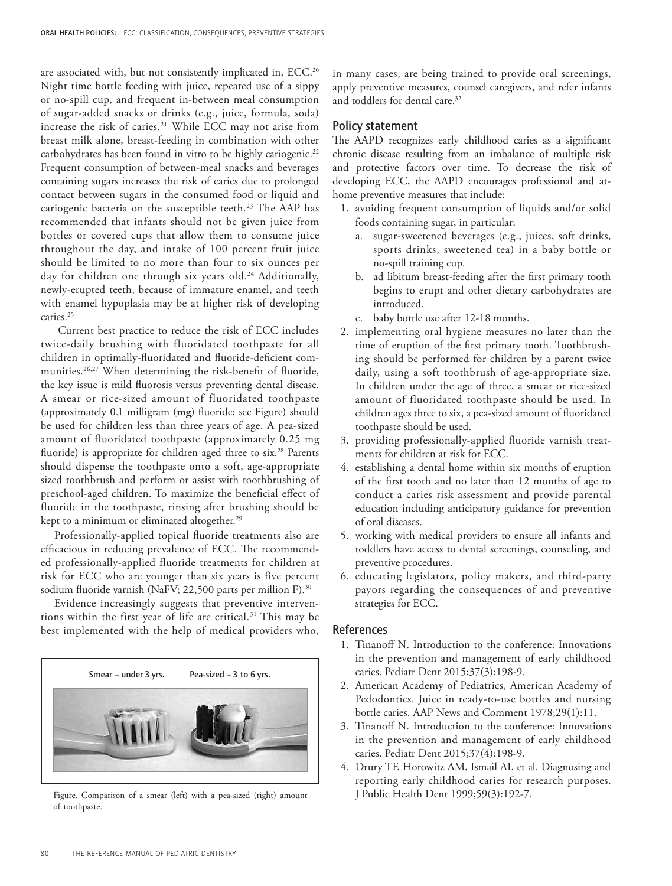are associated with, but not consistently implicated in, ECC.[20] Night time bottle feeding with juice, repeated use of a sippy or no-spill cup, and frequent in-between meal consumption of sugar-added snacks or drinks (e.g., juice, formula, soda) increase the risk of caries.[21] While ECC may not arise from breast milk alone, breast-feeding in combination with other carbohydrates has been found in vitro to be highly cariogenic.[22] Frequent consumption of between-meal snacks and beverages containing sugars increases the risk of caries due to prolonged contact between sugars in the consumed food or liquid and cariogenic bacteria on the susceptible teeth.[23] The AAP has recommended that infants should not be given juice from bottles or covered cups that allow them to consume juice throughout the day, and intake of 100 percent fruit juice should be limited to no more than four to six ounces per day for children one through six years old.[24] Additionally, newly-erupted teeth, because of immature enamel, and teeth with enamel hypoplasia may be at higher risk of developing caries.[25]

Current best practice to reduce the risk of ECC includes twice-daily brushing with fluoridated toothpaste for all children in optimally-fluoridated and fluoride-deficient communities.[26,27] When determining the risk-benefit of fluoride, the key issue is mild fluorosis versus preventing dental disease. A smear or rice-sized amount of fluoridated toothpaste (approximately 0.1 milligram (**mg**) fluoride; see Figure) should be used for children less than three years of age. A pea-sized amount of fluoridated toothpaste (approximately 0.25 mg fluoride) is appropriate for children aged three to six.[28] Parents should dispense the toothpaste onto a soft, age-appropriate sized toothbrush and perform or assist with toothbrushing of preschool-aged children. To maximize the beneficial effect of fluoride in the toothpaste, rinsing after brushing should be kept to a minimum or eliminated altogether.[29]

Professionally-applied topical fluoride treatments also are efficacious in reducing prevalence of ECC. The recommended professionally-applied fluoride treatments for children at risk for ECC who are younger than six years is five percent sodium fluoride varnish (NaFV; 22,500 parts per million F).[30]

Evidence increasingly suggests that preventive interventions within the first year of life are critical.[31] This may be best implemented with the help of medical providers who, in many cases, are being trained to provide oral screenings, apply preventive measures, counsel caregivers, and refer infants and toddlers for dental care.[32]

Smear – under 3 yrs. Pea-sized – 3 to 6 yrs.

Figure. Comparison of a smear (left) with a pea-sized (right) amount of toothpaste.

## Policy statement

The AAPD recognizes early childhood caries as a significant chronic disease resulting from an imbalance of multiple risk and protective factors over time. To decrease the risk of developing ECC, the AAPD encourages professional and at-home preventive measures that include:

1. avoiding frequent consumption of liquids and/or solid foods containing sugar, in particular:
   a. sugar-sweetened beverages (e.g., juices, soft drinks, sports drinks, sweetened tea) in a baby bottle or no-spill training cup.
   b. ad libitum breast-feeding after the first primary tooth begins to erupt and other dietary carbohydrates are introduced.
   c. baby bottle use after 12-18 months.
2. implementing oral hygiene measures no later than the time of eruption of the first primary tooth. Toothbrushing should be performed for children by a parent twice daily, using a soft toothbrush of age-appropriate size. In children under the age of three, a smear or rice-sized amount of fluoridated toothpaste should be used. In children ages three to six, a pea-sized amount of fluoridated toothpaste should be used.
3. providing professionally-applied fluoride varnish treatments for children at risk for ECC.
4. establishing a dental home within six months of eruption of the first tooth and no later than 12 months of age to conduct a caries risk assessment and provide parental education including anticipatory guidance for prevention of oral diseases.
5. working with medical providers to ensure all infants and toddlers have access to dental screenings, counseling, and preventive procedures.
6. educating legislators, policy makers, and third-party payors regarding the consequences of and preventive strategies for ECC.

## References

1. Tinanoff N. Introduction to the conference: Innovations in the prevention and management of early childhood caries. Pediatr Dent 2015;37(3):198-9.
2. American Academy of Pediatrics, American Academy of Pedodontics. Juice in ready-to-use bottles and nursing bottle caries. AAP News and Comment 1978;29(1):11.
3. Tinanoff N. Introduction to the conference: Innovations in the prevention and management of early childhood caries. Pediatr Dent 2015;37(4):198-9.
4. Drury TF, Horowitz AM, Ismail AI, et al. Diagnosing and reporting early childhood caries for research purposes. J Public Health Dent 1999;59(3):192-7.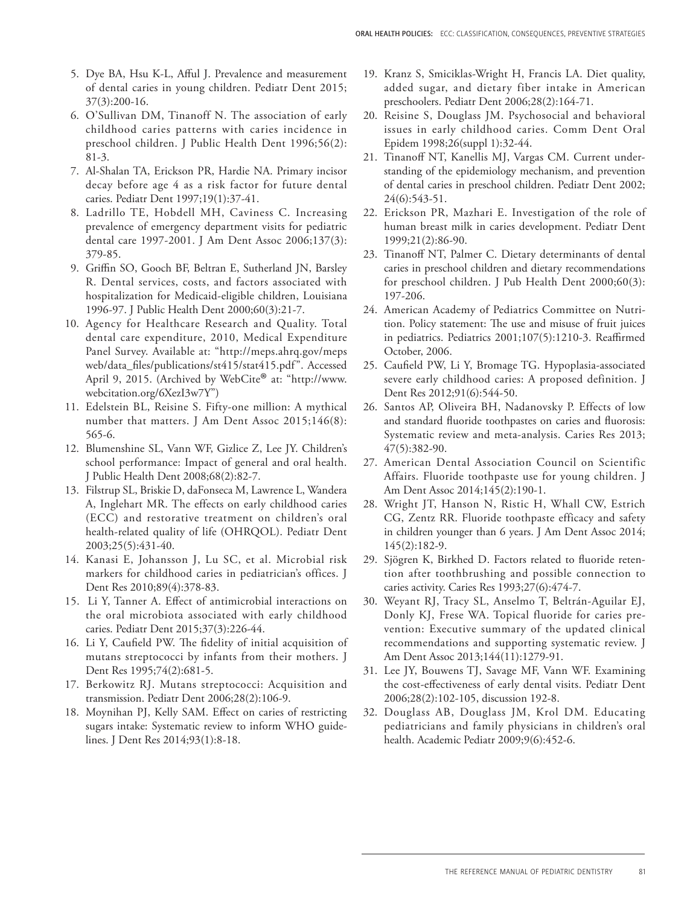5. Dye BA, Hsu K-L, Afful J. Prevalence and measurement of dental caries in young children. Pediatr Dent 2015; 37(3):200-16.
6. O'Sullivan DM, Tinanoff N. The association of early childhood caries patterns with caries incidence in preschool children. J Public Health Dent 1996;56(2): 81-3.
7. Al-Shalan TA, Erickson PR, Hardie NA. Primary incisor decay before age 4 as a risk factor for future dental caries. Pediatr Dent 1997;19(1):37-41.
8. Ladrillo TE, Hobdell MH, Caviness C. Increasing prevalence of emergency department visits for pediatric dental care 1997-2001. J Am Dent Assoc 2006;137(3): 379-85.
9. Griffin SO, Gooch BF, Beltran E, Sutherland JN, Barsley R. Dental services, costs, and factors associated with hospitalization for Medicaid-eligible children, Louisiana 1996-97. J Public Health Dent 2000;60(3):21-7.
10. Agency for Healthcare Research and Quality. Total dental care expenditure, 2010, Medical Expenditure Panel Survey. Available at: "http://meps.ahrq.gov/mepsweb/data_files/publications/st415/stat415.pdf". Accessed April 9, 2015. (Archived by WebCite® at: "http://www.webcitation.org/6XezI3w7Y")
11. Edelstein BL, Reisine S. Fifty-one million: A mythical number that matters. J Am Dent Assoc 2015;146(8): 565-6.
12. Blumenshine SL, Vann WF, Gizlice Z, Lee JY. Children's school performance: Impact of general and oral health. J Public Health Dent 2008;68(2):82-7.
13. Filstrup SL, Briskie D, daFonseca M, Lawrence L, Wandera A, Inglehart MR. The effects on early childhood caries (ECC) and restorative treatment on children's oral health-related quality of life (OHRQOL). Pediatr Dent 2003;25(5):431-40.
14. Kanasi E, Johansson J, Lu SC, et al. Microbial risk markers for childhood caries in pediatrician's offices. J Dent Res 2010;89(4):378-83.
15. Li Y, Tanner A. Effect of antimicrobial interactions on the oral microbiota associated with early childhood caries. Pediatr Dent 2015;37(3):226-44.
16. Li Y, Caufield PW. The fidelity of initial acquisition of mutans streptococci by infants from their mothers. J Dent Res 1995;74(2):681-5.
17. Berkowitz RJ. Mutans streptococci: Acquisition and transmission. Pediatr Dent 2006;28(2):106-9.
18. Moynihan PJ, Kelly SAM. Effect on caries of restricting sugars intake: Systematic review to inform WHO guidelines. J Dent Res 2014;93(1):8-18.
19. Kranz S, Smiciklas-Wright H, Francis LA. Diet quality, added sugar, and dietary fiber intake in American preschoolers. Pediatr Dent 2006;28(2):164-71.
20. Reisine S, Douglass JM. Psychosocial and behavioral issues in early childhood caries. Comm Dent Oral Epidem 1998;26(suppl 1):32-44.
21. Tinanoff NT, Kanellis MJ, Vargas CM. Current understanding of the epidemiology mechanism, and prevention of dental caries in preschool children. Pediatr Dent 2002; 24(6):543-51.
22. Erickson PR, Mazhari E. Investigation of the role of human breast milk in caries development. Pediatr Dent 1999;21(2):86-90.
23. Tinanoff NT, Palmer C. Dietary determinants of dental caries in preschool children and dietary recommendations for preschool children. J Pub Health Dent 2000;60(3): 197-206.
24. American Academy of Pediatrics Committee on Nutrition. Policy statement: The use and misuse of fruit juices in pediatrics. Pediatrics 2001;107(5):1210-3. Reaffirmed October, 2006.
25. Caufield PW, Li Y, Bromage TG. Hypoplasia-associated severe early childhood caries: A proposed definition. J Dent Res 2012;91(6):544-50.
26. Santos AP, Oliveira BH, Nadanovsky P. Effects of low and standard fluoride toothpastes on caries and fluorosis: Systematic review and meta-analysis. Caries Res 2013; 47(5):382-90.
27. American Dental Association Council on Scientific Affairs. Fluoride toothpaste use for young children. J Am Dent Assoc 2014;145(2):190-1.
28. Wright JT, Hanson N, Ristic H, Whall CW, Estrich CG, Zentz RR. Fluoride toothpaste efficacy and safety in children younger than 6 years. J Am Dent Assoc 2014; 145(2):182-9.
29. Sjögren K, Birkhed D. Factors related to fluoride retention after toothbrushing and possible connection to caries activity. Caries Res 1993;27(6):474-7.
30. Weyant RJ, Tracy SL, Anselmo T, Beltrán-Aguilar EJ, Donly KJ, Frese WA. Topical fluoride for caries prevention: Executive summary of the updated clinical recommendations and supporting systematic review. J Am Dent Assoc 2013;144(11):1279-91.
31. Lee JY, Bouwens TJ, Savage MF, Vann WF. Examining the cost-effectiveness of early dental visits. Pediatr Dent 2006;28(2):102-105, discussion 192-8.
32. Douglass AB, Douglass JM, Krol DM. Educating pediatricians and family physicians in children's oral health. Academic Pediatr 2009;9(6):452-6.